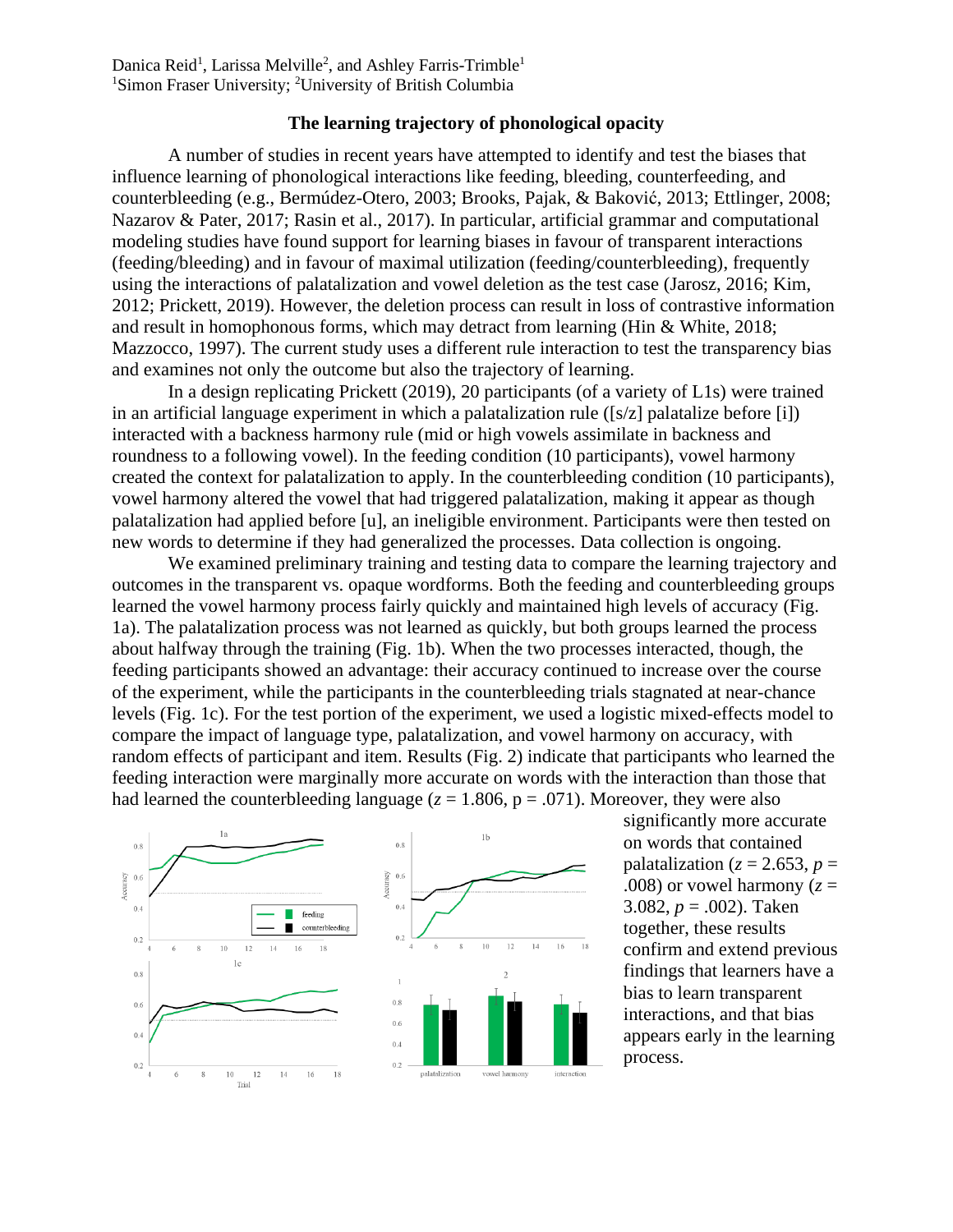Danica Reid[1], Larissa Melville[2], and Ashley Farris-Trimble[1]
[1]Simon Fraser University; [2]University of British Columbia

## The learning trajectory of phonological opacity

A number of studies in recent years have attempted to identify and test the biases that influence learning of phonological interactions like feeding, bleeding, counterfeeding, and counterbleeding (e.g., Bermúdez-Otero, 2003; Brooks, Pajak, & Baković, 2013; Ettlinger, 2008; Nazarov & Pater, 2017; Rasin et al., 2017). In particular, artificial grammar and computational modeling studies have found support for learning biases in favour of transparent interactions (feeding/bleeding) and in favour of maximal utilization (feeding/counterbleeding), frequently using the interactions of palatalization and vowel deletion as the test case (Jarosz, 2016; Kim, 2012; Prickett, 2019). However, the deletion process can result in loss of contrastive information and result in homophonous forms, which may detract from learning (Hin & White, 2018; Mazzocco, 1997). The current study uses a different rule interaction to test the transparency bias and examines not only the outcome but also the trajectory of learning.

In a design replicating Prickett (2019), 20 participants (of a variety of L1s) were trained in an artificial language experiment in which a palatalization rule ([s/z] palatalize before [i]) interacted with a backness harmony rule (mid or high vowels assimilate in backness and roundness to a following vowel). In the feeding condition (10 participants), vowel harmony created the context for palatalization to apply. In the counterbleeding condition (10 participants), vowel harmony altered the vowel that had triggered palatalization, making it appear as though palatalization had applied before [u], an ineligible environment. Participants were then tested on new words to determine if they had generalized the processes. Data collection is ongoing.

We examined preliminary training and testing data to compare the learning trajectory and outcomes in the transparent vs. opaque wordforms. Both the feeding and counterbleeding groups learned the vowel harmony process fairly quickly and maintained high levels of accuracy (Fig. 1a). The palatalization process was not learned as quickly, but both groups learned the process about halfway through the training (Fig. 1b). When the two processes interacted, though, the feeding participants showed an advantage: their accuracy continued to increase over the course of the experiment, while the participants in the counterbleeding trials stagnated at near-chance levels (Fig. 1c). For the test portion of the experiment, we used a logistic mixed-effects model to compare the impact of language type, palatalization, and vowel harmony on accuracy, with random effects of participant and item. Results (Fig. 2) indicate that participants who learned the feeding interaction were marginally more accurate on words with the interaction than those that had learned the counterbleeding language ($z$ = 1.806, p = .071). Moreover, they were also significantly more accurate on words that contained palatalization ($z$ = 2.653, $p$ = .008) or vowel harmony ($z$ = 3.082, $p$ = .002). Taken together, these results confirm and extend previous findings that learners have a bias to learn transparent interactions, and that bias appears early in the learning process.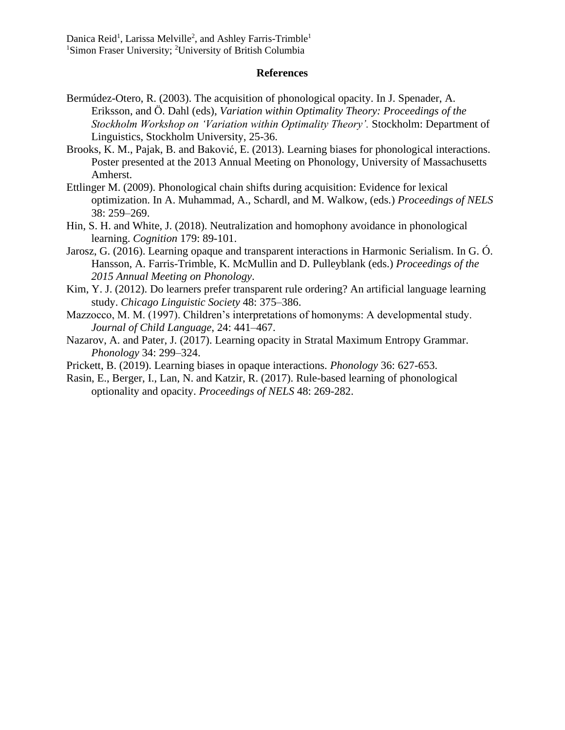Danica Reid[1], Larissa Melville[2], and Ashley Farris-Trimble[1]
[1]Simon Fraser University; [2]University of British Columbia

## References

Bermúdez-Otero, R. (2003). The acquisition of phonological opacity. In J. Spenader, A. Eriksson, and Ö. Dahl (eds), *Variation within Optimality Theory: Proceedings of the Stockholm Workshop on 'Variation within Optimality Theory'.* Stockholm: Department of Linguistics, Stockholm University, 25-36.

Brooks, K. M., Pajak, B. and Baković, E. (2013). Learning biases for phonological interactions. Poster presented at the 2013 Annual Meeting on Phonology, University of Massachusetts Amherst.

Ettlinger M. (2009). Phonological chain shifts during acquisition: Evidence for lexical optimization. In A. Muhammad, A., Schardl, and M. Walkow, (eds.) *Proceedings of NELS* 38: 259–269.

Hin, S. H. and White, J. (2018). Neutralization and homophony avoidance in phonological learning. *Cognition* 179: 89-101.

Jarosz, G. (2016). Learning opaque and transparent interactions in Harmonic Serialism. In G. Ó. Hansson, A. Farris-Trimble, K. McMullin and D. Pulleyblank (eds.) *Proceedings of the 2015 Annual Meeting on Phonology*.

Kim, Y. J. (2012). Do learners prefer transparent rule ordering? An artificial language learning study. *Chicago Linguistic Society* 48: 375–386.

Mazzocco, M. M. (1997). Children's interpretations of homonyms: A developmental study. *Journal of Child Language*, 24: 441–467.

Nazarov, A. and Pater, J. (2017). Learning opacity in Stratal Maximum Entropy Grammar. *Phonology* 34: 299–324.

Prickett, B. (2019). Learning biases in opaque interactions. *Phonology* 36: 627-653.

Rasin, E., Berger, I., Lan, N. and Katzir, R. (2017). Rule-based learning of phonological optionality and opacity. *Proceedings of NELS* 48: 269-282.